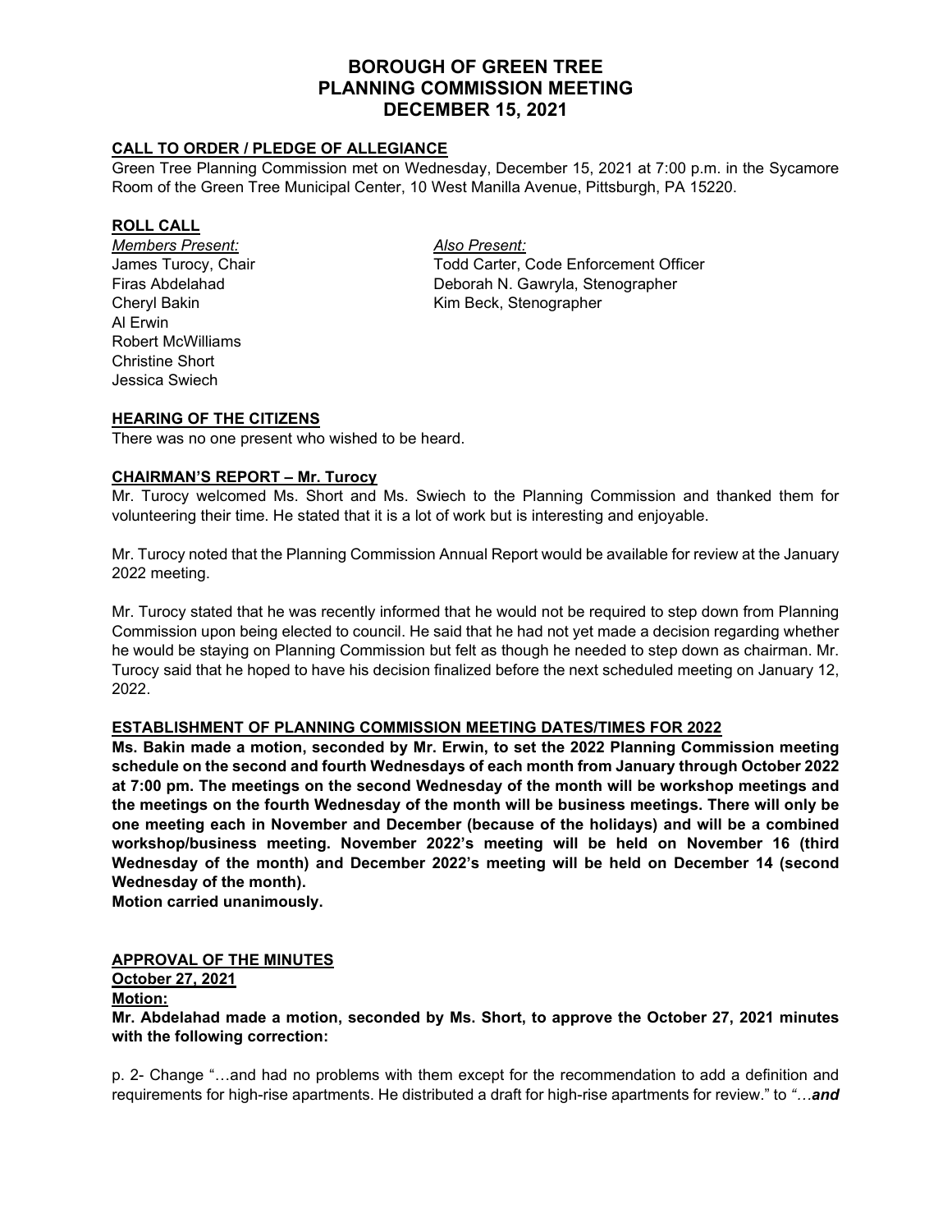# BOROUGH OF GREEN TREE
# PLANNING COMMISSION MEETING
# DECEMBER 15, 2021

## CALL TO ORDER / PLEDGE OF ALLEGIANCE

Green Tree Planning Commission met on Wednesday, December 15, 2021 at 7:00 p.m. in the Sycamore Room of the Green Tree Municipal Center, 10 West Manilla Avenue, Pittsburgh, PA 15220.

## ROLL CALL

*Members Present:*
James Turocy, Chair
Firas Abdelahad
Cheryl Bakin
Al Erwin
Robert McWilliams
Christine Short
Jessica Swiech

*Also Present:*
Todd Carter, Code Enforcement Officer
Deborah N. Gawryla, Stenographer
Kim Beck, Stenographer

## HEARING OF THE CITIZENS

There was no one present who wished to be heard.

## CHAIRMAN'S REPORT – Mr. Turocy

Mr. Turocy welcomed Ms. Short and Ms. Swiech to the Planning Commission and thanked them for volunteering their time. He stated that it is a lot of work but is interesting and enjoyable.

Mr. Turocy noted that the Planning Commission Annual Report would be available for review at the January 2022 meeting.

Mr. Turocy stated that he was recently informed that he would not be required to step down from Planning Commission upon being elected to council. He said that he had not yet made a decision regarding whether he would be staying on Planning Commission but felt as though he needed to step down as chairman. Mr. Turocy said that he hoped to have his decision finalized before the next scheduled meeting on January 12, 2022.

## ESTABLISHMENT OF PLANNING COMMISSION MEETING DATES/TIMES FOR 2022

**Ms. Bakin made a motion, seconded by Mr. Erwin, to set the 2022 Planning Commission meeting schedule on the second and fourth Wednesdays of each month from January through October 2022 at 7:00 pm. The meetings on the second Wednesday of the month will be workshop meetings and the meetings on the fourth Wednesday of the month will be business meetings. There will only be one meeting each in November and December (because of the holidays) and will be a combined workshop/business meeting. November 2022's meeting will be held on November 16 (third Wednesday of the month) and December 2022's meeting will be held on December 14 (second Wednesday of the month).**
**Motion carried unanimously.**

## APPROVAL OF THE MINUTES

**October 27, 2021**

**Motion:**

**Mr. Abdelahad made a motion, seconded by Ms. Short, to approve the October 27, 2021 minutes with the following correction:**

p. 2- Change "…and had no problems with them except for the recommendation to add a definition and requirements for high-rise apartments. He distributed a draft for high-rise apartments for review." to *"…**and***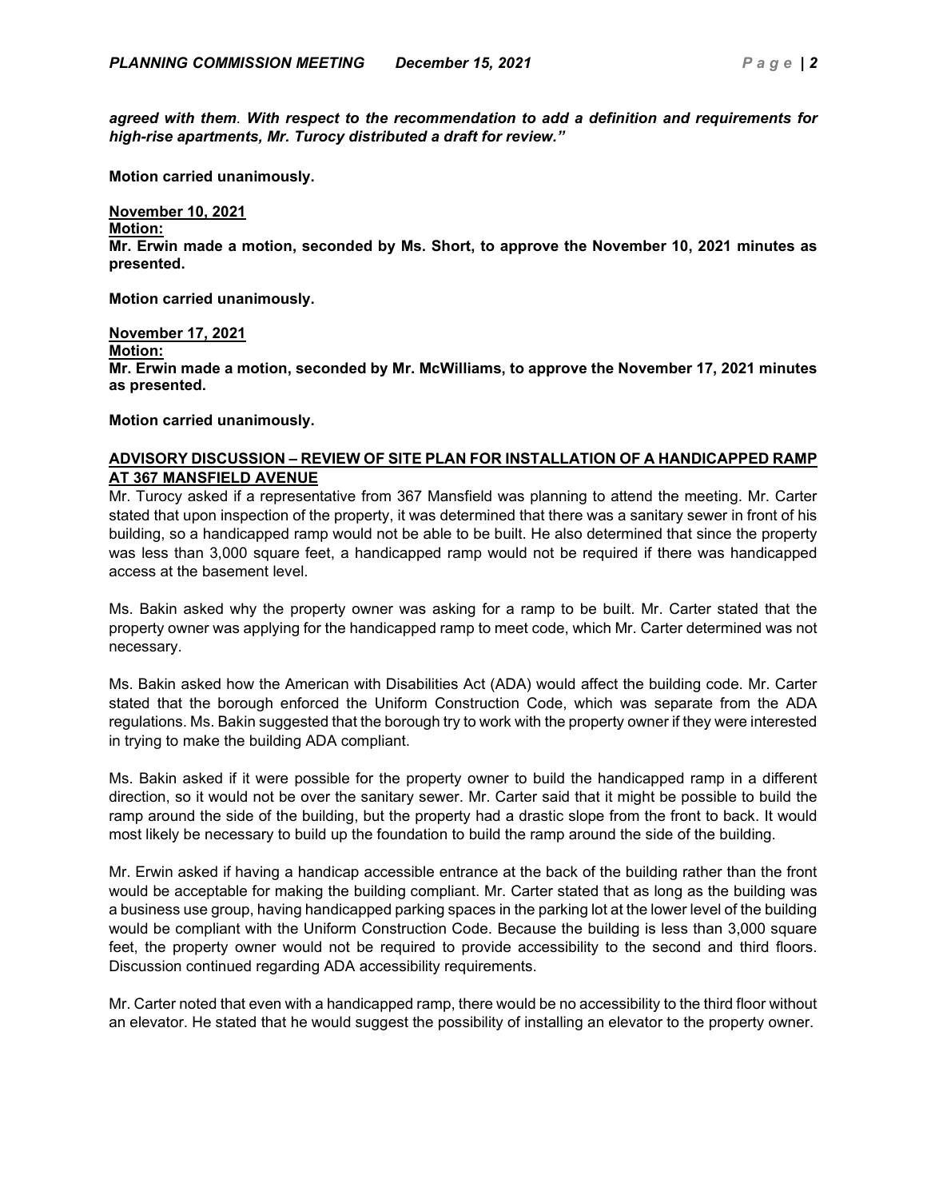***agreed with them. With respect to the recommendation to add a definition and requirements for high-rise apartments, Mr. Turocy distributed a draft for review."***

**Motion carried unanimously.**

**<u>November 10, 2021</u>**
**<u>Motion:</u>**
**Mr. Erwin made a motion, seconded by Ms. Short, to approve the November 10, 2021 minutes as presented.**

**Motion carried unanimously.**

**<u>November 17, 2021</u>**
**<u>Motion:</u>**
**Mr. Erwin made a motion, seconded by Mr. McWilliams, to approve the November 17, 2021 minutes as presented.**

**Motion carried unanimously.**

**<u>ADVISORY DISCUSSION – REVIEW OF SITE PLAN FOR INSTALLATION OF A HANDICAPPED RAMP AT 367 MANSFIELD AVENUE</u>**

Mr. Turocy asked if a representative from 367 Mansfield was planning to attend the meeting. Mr. Carter stated that upon inspection of the property, it was determined that there was a sanitary sewer in front of his building, so a handicapped ramp would not be able to be built. He also determined that since the property was less than 3,000 square feet, a handicapped ramp would not be required if there was handicapped access at the basement level.

Ms. Bakin asked why the property owner was asking for a ramp to be built. Mr. Carter stated that the property owner was applying for the handicapped ramp to meet code, which Mr. Carter determined was not necessary.

Ms. Bakin asked how the American with Disabilities Act (ADA) would affect the building code. Mr. Carter stated that the borough enforced the Uniform Construction Code, which was separate from the ADA regulations. Ms. Bakin suggested that the borough try to work with the property owner if they were interested in trying to make the building ADA compliant.

Ms. Bakin asked if it were possible for the property owner to build the handicapped ramp in a different direction, so it would not be over the sanitary sewer. Mr. Carter said that it might be possible to build the ramp around the side of the building, but the property had a drastic slope from the front to back. It would most likely be necessary to build up the foundation to build the ramp around the side of the building.

Mr. Erwin asked if having a handicap accessible entrance at the back of the building rather than the front would be acceptable for making the building compliant. Mr. Carter stated that as long as the building was a business use group, having handicapped parking spaces in the parking lot at the lower level of the building would be compliant with the Uniform Construction Code. Because the building is less than 3,000 square feet, the property owner would not be required to provide accessibility to the second and third floors. Discussion continued regarding ADA accessibility requirements.

Mr. Carter noted that even with a handicapped ramp, there would be no accessibility to the third floor without an elevator. He stated that he would suggest the possibility of installing an elevator to the property owner.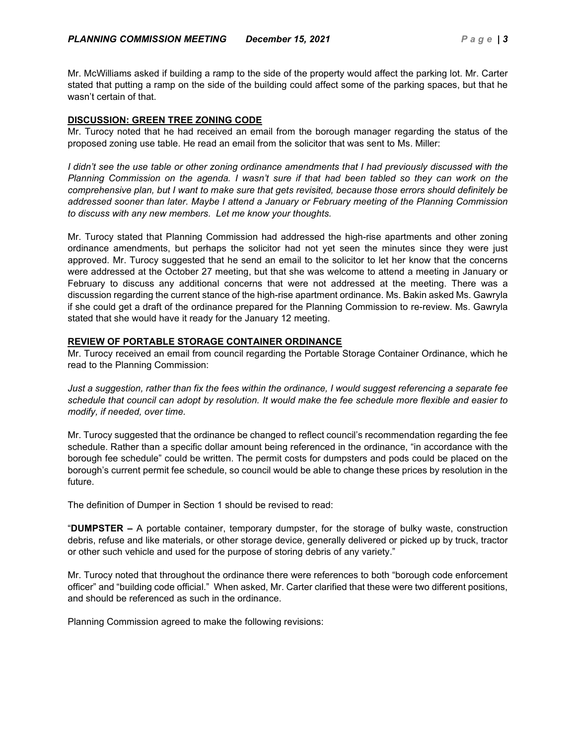Mr. McWilliams asked if building a ramp to the side of the property would affect the parking lot. Mr. Carter stated that putting a ramp on the side of the building could affect some of the parking spaces, but that he wasn't certain of that.

## DISCUSSION: GREEN TREE ZONING CODE

Mr. Turocy noted that he had received an email from the borough manager regarding the status of the proposed zoning use table. He read an email from the solicitor that was sent to Ms. Miller:

*I didn't see the use table or other zoning ordinance amendments that I had previously discussed with the Planning Commission on the agenda. I wasn't sure if that had been tabled so they can work on the comprehensive plan, but I want to make sure that gets revisited, because those errors should definitely be addressed sooner than later. Maybe I attend a January or February meeting of the Planning Commission to discuss with any new members. Let me know your thoughts.*

Mr. Turocy stated that Planning Commission had addressed the high-rise apartments and other zoning ordinance amendments, but perhaps the solicitor had not yet seen the minutes since they were just approved. Mr. Turocy suggested that he send an email to the solicitor to let her know that the concerns were addressed at the October 27 meeting, but that she was welcome to attend a meeting in January or February to discuss any additional concerns that were not addressed at the meeting. There was a discussion regarding the current stance of the high-rise apartment ordinance. Ms. Bakin asked Ms. Gawryla if she could get a draft of the ordinance prepared for the Planning Commission to re-review. Ms. Gawryla stated that she would have it ready for the January 12 meeting.

## REVIEW OF PORTABLE STORAGE CONTAINER ORDINANCE

Mr. Turocy received an email from council regarding the Portable Storage Container Ordinance, which he read to the Planning Commission:

*Just a suggestion, rather than fix the fees within the ordinance, I would suggest referencing a separate fee schedule that council can adopt by resolution. It would make the fee schedule more flexible and easier to modify, if needed, over time.*

Mr. Turocy suggested that the ordinance be changed to reflect council's recommendation regarding the fee schedule. Rather than a specific dollar amount being referenced in the ordinance, "in accordance with the borough fee schedule" could be written. The permit costs for dumpsters and pods could be placed on the borough's current permit fee schedule, so council would be able to change these prices by resolution in the future.

The definition of Dumper in Section 1 should be revised to read:

"**DUMPSTER –** A portable container, temporary dumpster, for the storage of bulky waste, construction debris, refuse and like materials, or other storage device, generally delivered or picked up by truck, tractor or other such vehicle and used for the purpose of storing debris of any variety."

Mr. Turocy noted that throughout the ordinance there were references to both "borough code enforcement officer" and "building code official." When asked, Mr. Carter clarified that these were two different positions, and should be referenced as such in the ordinance.

Planning Commission agreed to make the following revisions: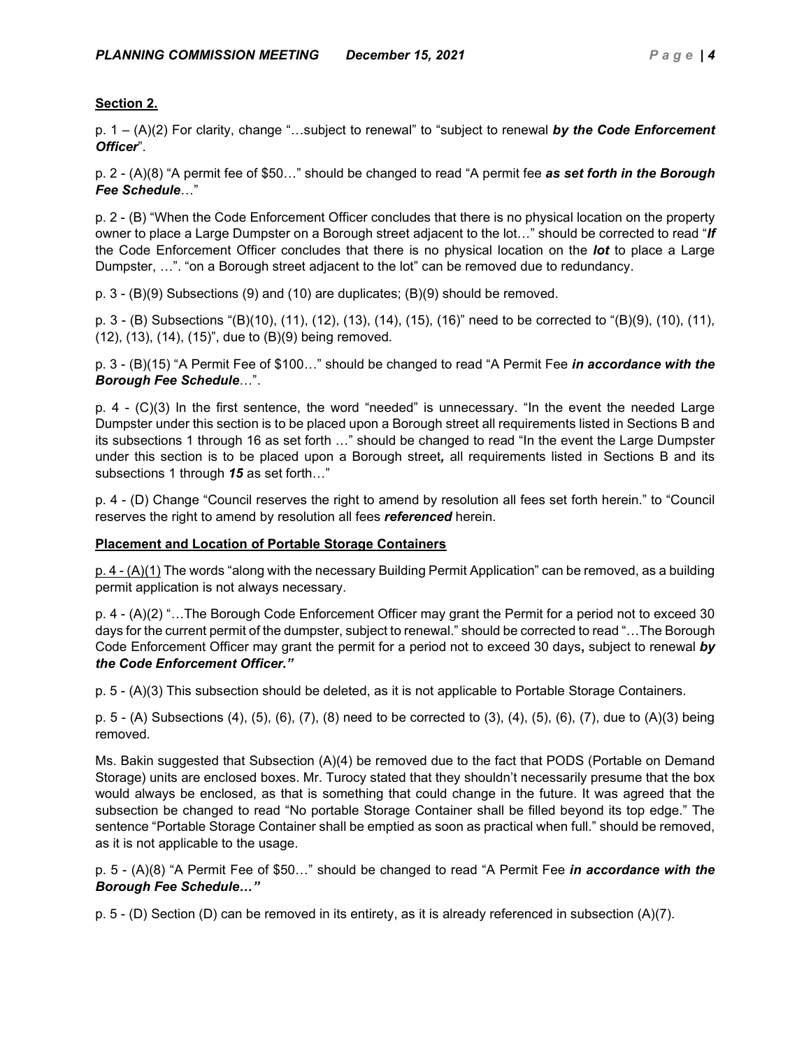**Section 2.**

p. 1 – (A)(2) For clarity, change "…subject to renewal" to "subject to renewal ***by the Code Enforcement Officer***".

p. 2 - (A)(8) "A permit fee of $50…" should be changed to read "A permit fee ***as set forth in the Borough Fee Schedule***…"

p. 2 - (B) "When the Code Enforcement Officer concludes that there is no physical location on the property owner to place a Large Dumpster on a Borough street adjacent to the lot…" should be corrected to read "***If*** the Code Enforcement Officer concludes that there is no physical location on the ***lot*** to place a Large Dumpster, …". "on a Borough street adjacent to the lot" can be removed due to redundancy.

p. 3 - (B)(9) Subsections (9) and (10) are duplicates; (B)(9) should be removed.

p. 3 - (B) Subsections "(B)(10), (11), (12), (13), (14), (15), (16)" need to be corrected to "(B)(9), (10), (11), (12), (13), (14), (15)", due to (B)(9) being removed.

p. 3 - (B)(15) "A Permit Fee of $100…" should be changed to read "A Permit Fee ***in accordance with the Borough Fee Schedule***…".

p. 4 - (C)(3) In the first sentence, the word "needed" is unnecessary. "In the event the needed Large Dumpster under this section is to be placed upon a Borough street all requirements listed in Sections B and its subsections 1 through 16 as set forth …" should be changed to read "In the event the Large Dumpster under this section is to be placed upon a Borough street***,*** all requirements listed in Sections B and its subsections 1 through ***15*** as set forth…"

p. 4 - (D) Change "Council reserves the right to amend by resolution all fees set forth herein." to "Council reserves the right to amend by resolution all fees ***referenced*** herein.

**Placement and Location of Portable Storage Containers**

p. 4 - (A)(1) The words "along with the necessary Building Permit Application" can be removed, as a building permit application is not always necessary.

p. 4 - (A)(2) "…The Borough Code Enforcement Officer may grant the Permit for a period not to exceed 30 days for the current permit of the dumpster, subject to renewal." should be corrected to read "…The Borough Code Enforcement Officer may grant the permit for a period not to exceed 30 days**,** subject to renewal ***by the Code Enforcement Officer."***

p. 5 - (A)(3) This subsection should be deleted, as it is not applicable to Portable Storage Containers.

p. 5 - (A) Subsections (4), (5), (6), (7), (8) need to be corrected to (3), (4), (5), (6), (7), due to (A)(3) being removed.

Ms. Bakin suggested that Subsection (A)(4) be removed due to the fact that PODS (Portable on Demand Storage) units are enclosed boxes. Mr. Turocy stated that they shouldn't necessarily presume that the box would always be enclosed, as that is something that could change in the future. It was agreed that the subsection be changed to read "No portable Storage Container shall be filled beyond its top edge." The sentence "Portable Storage Container shall be emptied as soon as practical when full." should be removed, as it is not applicable to the usage.

p. 5 - (A)(8) "A Permit Fee of $50…" should be changed to read "A Permit Fee ***in accordance with the Borough Fee Schedule…"***

p. 5 - (D) Section (D) can be removed in its entirety, as it is already referenced in subsection (A)(7).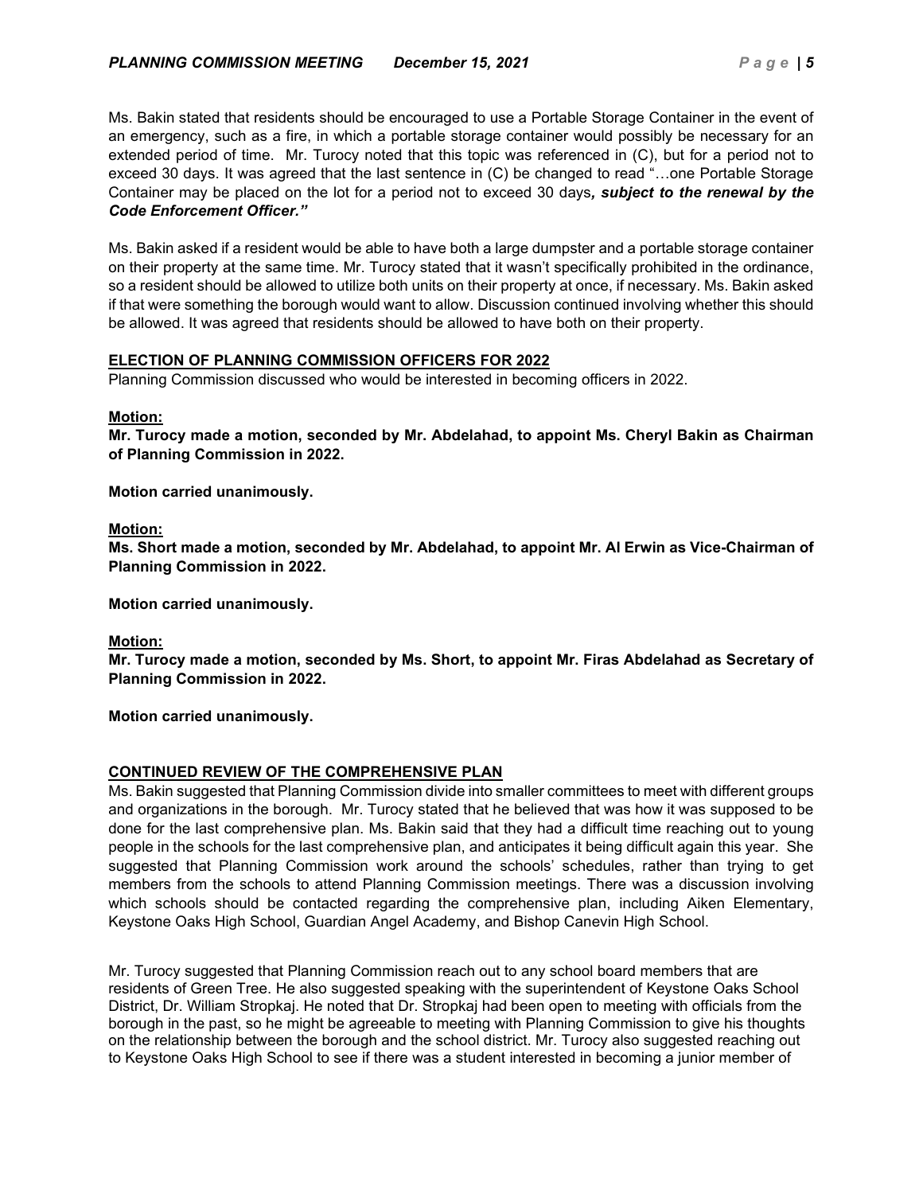Ms. Bakin stated that residents should be encouraged to use a Portable Storage Container in the event of an emergency, such as a fire, in which a portable storage container would possibly be necessary for an extended period of time. Mr. Turocy noted that this topic was referenced in (C), but for a period not to exceed 30 days. It was agreed that the last sentence in (C) be changed to read "…one Portable Storage Container may be placed on the lot for a period not to exceed 30 days***, subject to the renewal by the Code Enforcement Officer."***

Ms. Bakin asked if a resident would be able to have both a large dumpster and a portable storage container on their property at the same time. Mr. Turocy stated that it wasn't specifically prohibited in the ordinance, so a resident should be allowed to utilize both units on their property at once, if necessary. Ms. Bakin asked if that were something the borough would want to allow. Discussion continued involving whether this should be allowed. It was agreed that residents should be allowed to have both on their property.

## ELECTION OF PLANNING COMMISSION OFFICERS FOR 2022

Planning Commission discussed who would be interested in becoming officers in 2022.

**Motion:**

**Mr. Turocy made a motion, seconded by Mr. Abdelahad, to appoint Ms. Cheryl Bakin as Chairman of Planning Commission in 2022.**

**Motion carried unanimously.**

**Motion:**

**Ms. Short made a motion, seconded by Mr. Abdelahad, to appoint Mr. Al Erwin as Vice-Chairman of Planning Commission in 2022.**

**Motion carried unanimously.**

**Motion:**

**Mr. Turocy made a motion, seconded by Ms. Short, to appoint Mr. Firas Abdelahad as Secretary of Planning Commission in 2022.**

**Motion carried unanimously.**

## CONTINUED REVIEW OF THE COMPREHENSIVE PLAN

Ms. Bakin suggested that Planning Commission divide into smaller committees to meet with different groups and organizations in the borough. Mr. Turocy stated that he believed that was how it was supposed to be done for the last comprehensive plan. Ms. Bakin said that they had a difficult time reaching out to young people in the schools for the last comprehensive plan, and anticipates it being difficult again this year. She suggested that Planning Commission work around the schools' schedules, rather than trying to get members from the schools to attend Planning Commission meetings. There was a discussion involving which schools should be contacted regarding the comprehensive plan, including Aiken Elementary, Keystone Oaks High School, Guardian Angel Academy, and Bishop Canevin High School.

Mr. Turocy suggested that Planning Commission reach out to any school board members that are residents of Green Tree. He also suggested speaking with the superintendent of Keystone Oaks School District, Dr. William Stropkaj. He noted that Dr. Stropkaj had been open to meeting with officials from the borough in the past, so he might be agreeable to meeting with Planning Commission to give his thoughts on the relationship between the borough and the school district. Mr. Turocy also suggested reaching out to Keystone Oaks High School to see if there was a student interested in becoming a junior member of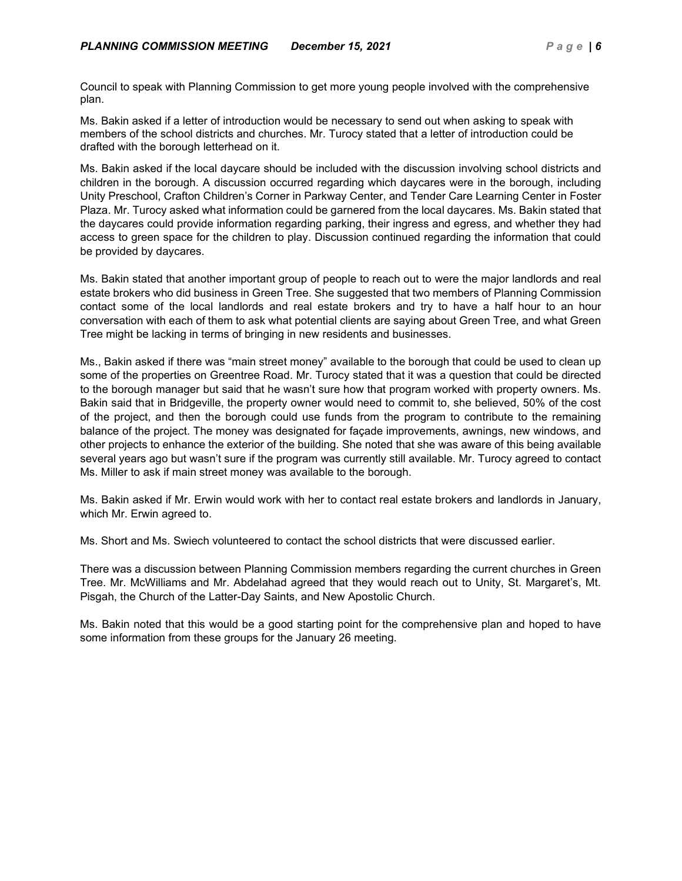Council to speak with Planning Commission to get more young people involved with the comprehensive plan.

Ms. Bakin asked if a letter of introduction would be necessary to send out when asking to speak with members of the school districts and churches. Mr. Turocy stated that a letter of introduction could be drafted with the borough letterhead on it.

Ms. Bakin asked if the local daycare should be included with the discussion involving school districts and children in the borough. A discussion occurred regarding which daycares were in the borough, including Unity Preschool, Crafton Children's Corner in Parkway Center, and Tender Care Learning Center in Foster Plaza. Mr. Turocy asked what information could be garnered from the local daycares. Ms. Bakin stated that the daycares could provide information regarding parking, their ingress and egress, and whether they had access to green space for the children to play. Discussion continued regarding the information that could be provided by daycares.

Ms. Bakin stated that another important group of people to reach out to were the major landlords and real estate brokers who did business in Green Tree. She suggested that two members of Planning Commission contact some of the local landlords and real estate brokers and try to have a half hour to an hour conversation with each of them to ask what potential clients are saying about Green Tree, and what Green Tree might be lacking in terms of bringing in new residents and businesses.

Ms., Bakin asked if there was "main street money" available to the borough that could be used to clean up some of the properties on Greentree Road. Mr. Turocy stated that it was a question that could be directed to the borough manager but said that he wasn't sure how that program worked with property owners. Ms. Bakin said that in Bridgeville, the property owner would need to commit to, she believed, 50% of the cost of the project, and then the borough could use funds from the program to contribute to the remaining balance of the project. The money was designated for façade improvements, awnings, new windows, and other projects to enhance the exterior of the building. She noted that she was aware of this being available several years ago but wasn't sure if the program was currently still available. Mr. Turocy agreed to contact Ms. Miller to ask if main street money was available to the borough.

Ms. Bakin asked if Mr. Erwin would work with her to contact real estate brokers and landlords in January, which Mr. Erwin agreed to.

Ms. Short and Ms. Swiech volunteered to contact the school districts that were discussed earlier.

There was a discussion between Planning Commission members regarding the current churches in Green Tree. Mr. McWilliams and Mr. Abdelahad agreed that they would reach out to Unity, St. Margaret's, Mt. Pisgah, the Church of the Latter-Day Saints, and New Apostolic Church.

Ms. Bakin noted that this would be a good starting point for the comprehensive plan and hoped to have some information from these groups for the January 26 meeting.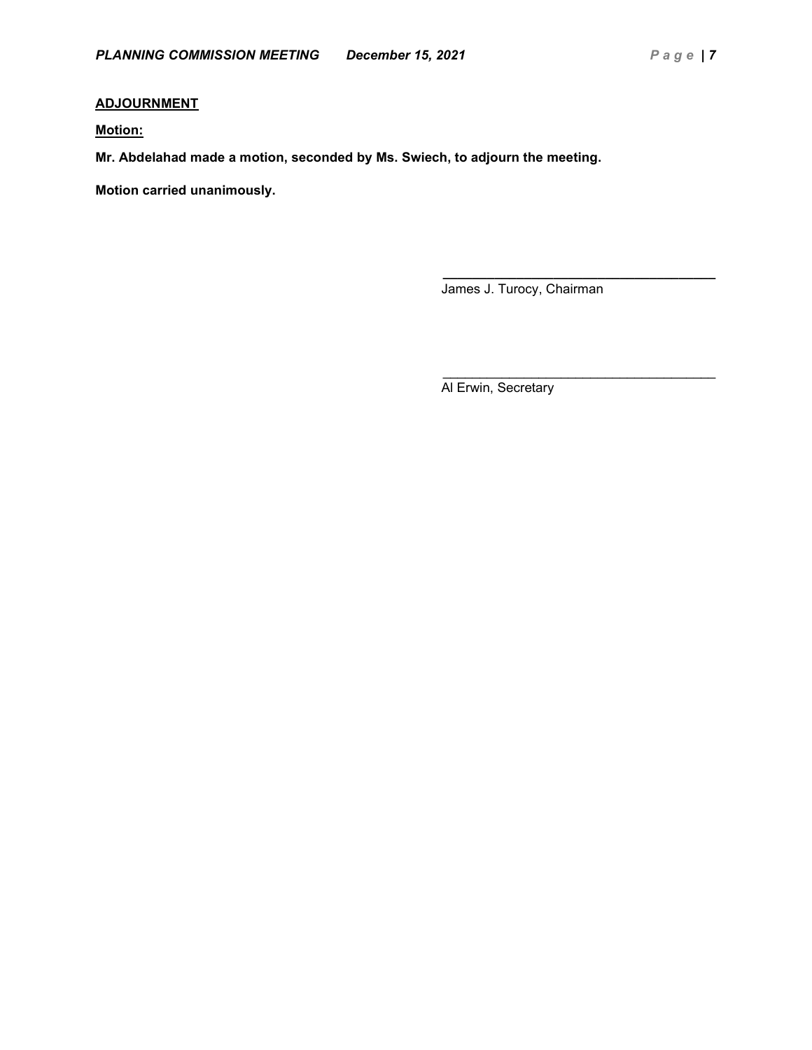**ADJOURNMENT**

**Motion:**

**Mr. Abdelahad made a motion, seconded by Ms. Swiech, to adjourn the meeting.**

**Motion carried unanimously.**

\_\_\_\_\_\_\_\_\_\_\_\_\_\_\_\_\_\_\_\_\_\_\_\_\_\_\_\_\_\_\_\_\_\_\_\_\_\_

James J. Turocy, Chairman

\_\_\_\_\_\_\_\_\_\_\_\_\_\_\_\_\_\_\_\_\_\_\_\_\_\_\_\_\_\_\_\_\_\_\_\_\_\_

Al Erwin, Secretary